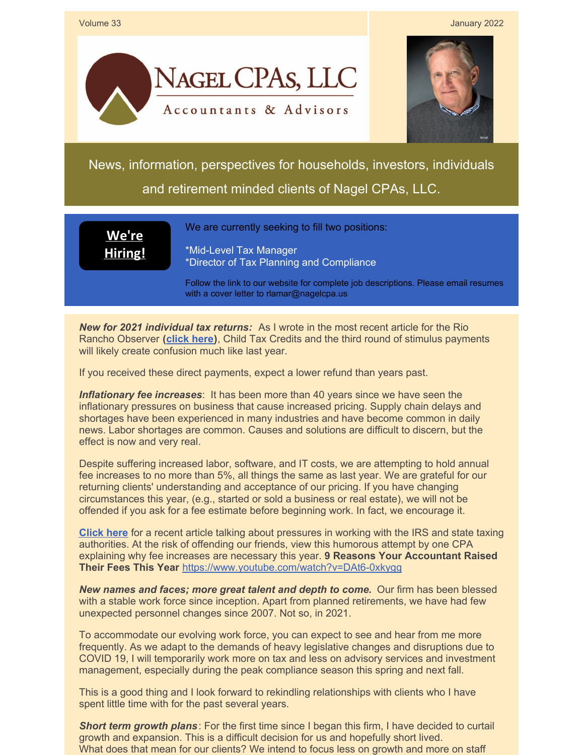Volume 33

January 2022

# Nagel CPAs, LLC

Accountants & Advisors

News, information, perspectives for households, investors, individuals and retirement minded clients of Nagel CPAs, LLC.

**We're Hiring!**

We are currently seeking to fill two positions:

*Mid-Level Tax Manager
*Director of Tax Planning and Compliance

Follow the link to our website for complete job descriptions. Please email resumes with a cover letter to rlamar@nagelcpa.us

***New for 2021 individual tax returns:*** As I wrote in the most recent article for the Rio Rancho Observer (**click here**), Child Tax Credits and the third round of stimulus payments will likely create confusion much like last year.

If you received these direct payments, expect a lower refund than years past.

***Inflationary fee increases***: It has been more than 40 years since we have seen the inflationary pressures on business that cause increased pricing. Supply chain delays and shortages have been experienced in many industries and have become common in daily news. Labor shortages are common. Causes and solutions are difficult to discern, but the effect is now and very real.

Despite suffering increased labor, software, and IT costs, we are attempting to hold annual fee increases to no more than 5%, all things the same as last year. We are grateful for our returning clients' understanding and acceptance of our pricing. If you have changing circumstances this year, (e.g., started or sold a business or real estate), we will not be offended if you ask for a fee estimate before beginning work. In fact, we encourage it.

**Click here** for a recent article talking about pressures in working with the IRS and state taxing authorities. At the risk of offending our friends, view this humorous attempt by one CPA explaining why fee increases are necessary this year. **9 Reasons Your Accountant Raised Their Fees This Year** https://www.youtube.com/watch?v=DAt6-0xkygg

***New names and faces; more great talent and depth to come.*** Our firm has been blessed with a stable work force since inception. Apart from planned retirements, we have had few unexpected personnel changes since 2007. Not so, in 2021.

To accommodate our evolving work force, you can expect to see and hear from me more frequently. As we adapt to the demands of heavy legislative changes and disruptions due to COVID 19, I will temporarily work more on tax and less on advisory services and investment management, especially during the peak compliance season this spring and next fall.

This is a good thing and I look forward to rekindling relationships with clients who I have spent little time with for the past several years.

***Short term growth plans***: For the first time since I began this firm, I have decided to curtail growth and expansion. This is a difficult decision for us and hopefully short lived. What does that mean for our clients? We intend to focus less on growth and more on staff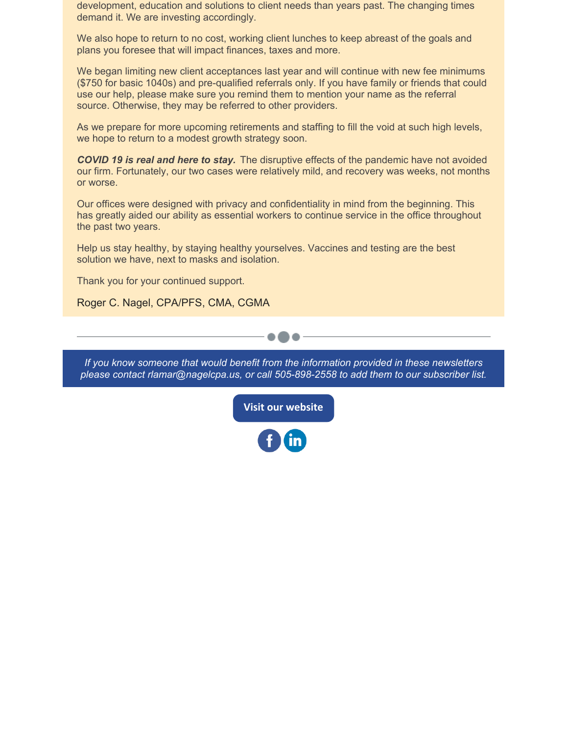development, education and solutions to client needs than years past. The changing times demand it. We are investing accordingly.

We also hope to return to no cost, working client lunches to keep abreast of the goals and plans you foresee that will impact finances, taxes and more.

We began limiting new client acceptances last year and will continue with new fee minimums ($750 for basic 1040s) and pre-qualified referrals only. If you have family or friends that could use our help, please make sure you remind them to mention your name as the referral source. Otherwise, they may be referred to other providers.

As we prepare for more upcoming retirements and staffing to fill the void at such high levels, we hope to return to a modest growth strategy soon.

***COVID 19 is real and here to stay.*** The disruptive effects of the pandemic have not avoided our firm. Fortunately, our two cases were relatively mild, and recovery was weeks, not months or worse.

Our offices were designed with privacy and confidentiality in mind from the beginning. This has greatly aided our ability as essential workers to continue service in the office throughout the past two years.

Help us stay healthy, by staying healthy yourselves. Vaccines and testing are the best solution we have, next to masks and isolation.

Thank you for your continued support.

Roger C. Nagel, CPA/PFS, CMA, CGMA

*If you know someone that would benefit from the information provided in these newsletters please contact rlamar@nagelcpa.us, or call 505-898-2558 to add them to our subscriber list.*

Visit our website